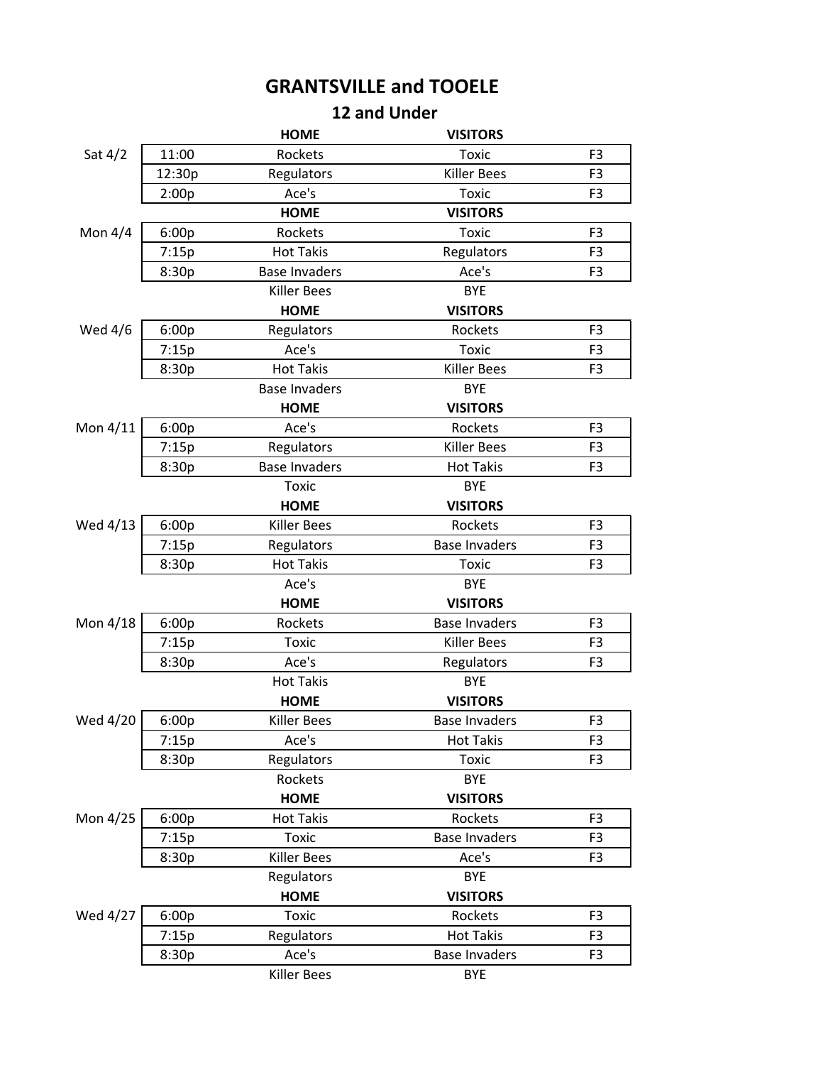# GRANTSVILLE and TOOELE

## 12 and Under

| | | HOME | VISITORS | |
|---|---|---|---|---|
| Sat 4/2 | 11:00 | Rockets | Toxic | F3 |
| | 12:30p | Regulators | Killer Bees | F3 |
| | 2:00p | Ace's | Toxic | F3 |
| | | **HOME** | **VISITORS** | |
| Mon 4/4 | 6:00p | Rockets | Toxic | F3 |
| | 7:15p | Hot Takis | Regulators | F3 |
| | 8:30p | Base Invaders | Ace's | F3 |
| | | Killer Bees | BYE | |
| | | **HOME** | **VISITORS** | |
| Wed 4/6 | 6:00p | Regulators | Rockets | F3 |
| | 7:15p | Ace's | Toxic | F3 |
| | 8:30p | Hot Takis | Killer Bees | F3 |
| | | Base Invaders | BYE | |
| | | **HOME** | **VISITORS** | |
| Mon 4/11 | 6:00p | Ace's | Rockets | F3 |
| | 7:15p | Regulators | Killer Bees | F3 |
| | 8:30p | Base Invaders | Hot Takis | F3 |
| | | Toxic | BYE | |
| | | **HOME** | **VISITORS** | |
| Wed 4/13 | 6:00p | Killer Bees | Rockets | F3 |
| | 7:15p | Regulators | Base Invaders | F3 |
| | 8:30p | Hot Takis | Toxic | F3 |
| | | Ace's | BYE | |
| | | **HOME** | **VISITORS** | |
| Mon 4/18 | 6:00p | Rockets | Base Invaders | F3 |
| | 7:15p | Toxic | Killer Bees | F3 |
| | 8:30p | Ace's | Regulators | F3 |
| | | Hot Takis | BYE | |
| | | **HOME** | **VISITORS** | |
| Wed 4/20 | 6:00p | Killer Bees | Base Invaders | F3 |
| | 7:15p | Ace's | Hot Takis | F3 |
| | 8:30p | Regulators | Toxic | F3 |
| | | Rockets | BYE | |
| | | **HOME** | **VISITORS** | |
| Mon 4/25 | 6:00p | Hot Takis | Rockets | F3 |
| | 7:15p | Toxic | Base Invaders | F3 |
| | 8:30p | Killer Bees | Ace's | F3 |
| | | Regulators | BYE | |
| | | **HOME** | **VISITORS** | |
| Wed 4/27 | 6:00p | Toxic | Rockets | F3 |
| | 7:15p | Regulators | Hot Takis | F3 |
| | 8:30p | Ace's | Base Invaders | F3 |
| | | Killer Bees | BYE | |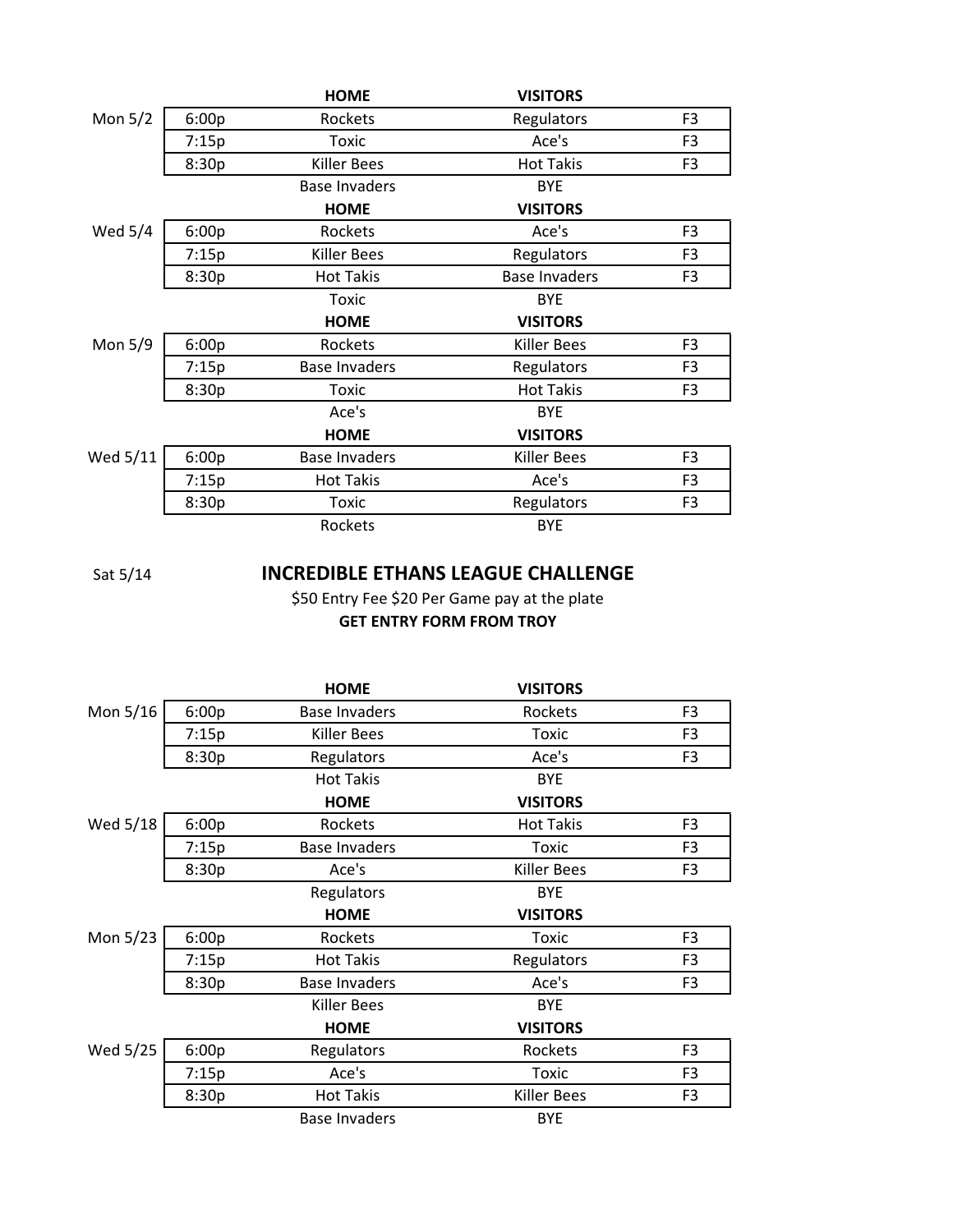| | | HOME | VISITORS | |
|---|---|---|---|---|
| Mon 5/2 | 6:00p | Rockets | Regulators | F3 |
| | 7:15p | Toxic | Ace's | F3 |
| | 8:30p | Killer Bees | Hot Takis | F3 |
| | | Base Invaders | BYE | |
| | | **HOME** | **VISITORS** | |
| Wed 5/4 | 6:00p | Rockets | Ace's | F3 |
| | 7:15p | Killer Bees | Regulators | F3 |
| | 8:30p | Hot Takis | Base Invaders | F3 |
| | | Toxic | BYE | |
| | | **HOME** | **VISITORS** | |
| Mon 5/9 | 6:00p | Rockets | Killer Bees | F3 |
| | 7:15p | Base Invaders | Regulators | F3 |
| | 8:30p | Toxic | Hot Takis | F3 |
| | | Ace's | BYE | |
| | | **HOME** | **VISITORS** | |
| Wed 5/11 | 6:00p | Base Invaders | Killer Bees | F3 |
| | 7:15p | Hot Takis | Ace's | F3 |
| | 8:30p | Toxic | Regulators | F3 |
| | | Rockets | BYE | |

Sat 5/14

## INCREDIBLE ETHANS LEAGUE CHALLENGE

$50 Entry Fee $20 Per Game pay at the plate

**GET ENTRY FORM FROM TROY**

| | | HOME | VISITORS | |
|---|---|---|---|---|
| Mon 5/16 | 6:00p | Base Invaders | Rockets | F3 |
| | 7:15p | Killer Bees | Toxic | F3 |
| | 8:30p | Regulators | Ace's | F3 |
| | | Hot Takis | BYE | |
| | | **HOME** | **VISITORS** | |
| Wed 5/18 | 6:00p | Rockets | Hot Takis | F3 |
| | 7:15p | Base Invaders | Toxic | F3 |
| | 8:30p | Ace's | Killer Bees | F3 |
| | | Regulators | BYE | |
| | | **HOME** | **VISITORS** | |
| Mon 5/23 | 6:00p | Rockets | Toxic | F3 |
| | 7:15p | Hot Takis | Regulators | F3 |
| | 8:30p | Base Invaders | Ace's | F3 |
| | | Killer Bees | BYE | |
| | | **HOME** | **VISITORS** | |
| Wed 5/25 | 6:00p | Regulators | Rockets | F3 |
| | 7:15p | Ace's | Toxic | F3 |
| | 8:30p | Hot Takis | Killer Bees | F3 |
| | | Base Invaders | BYE | |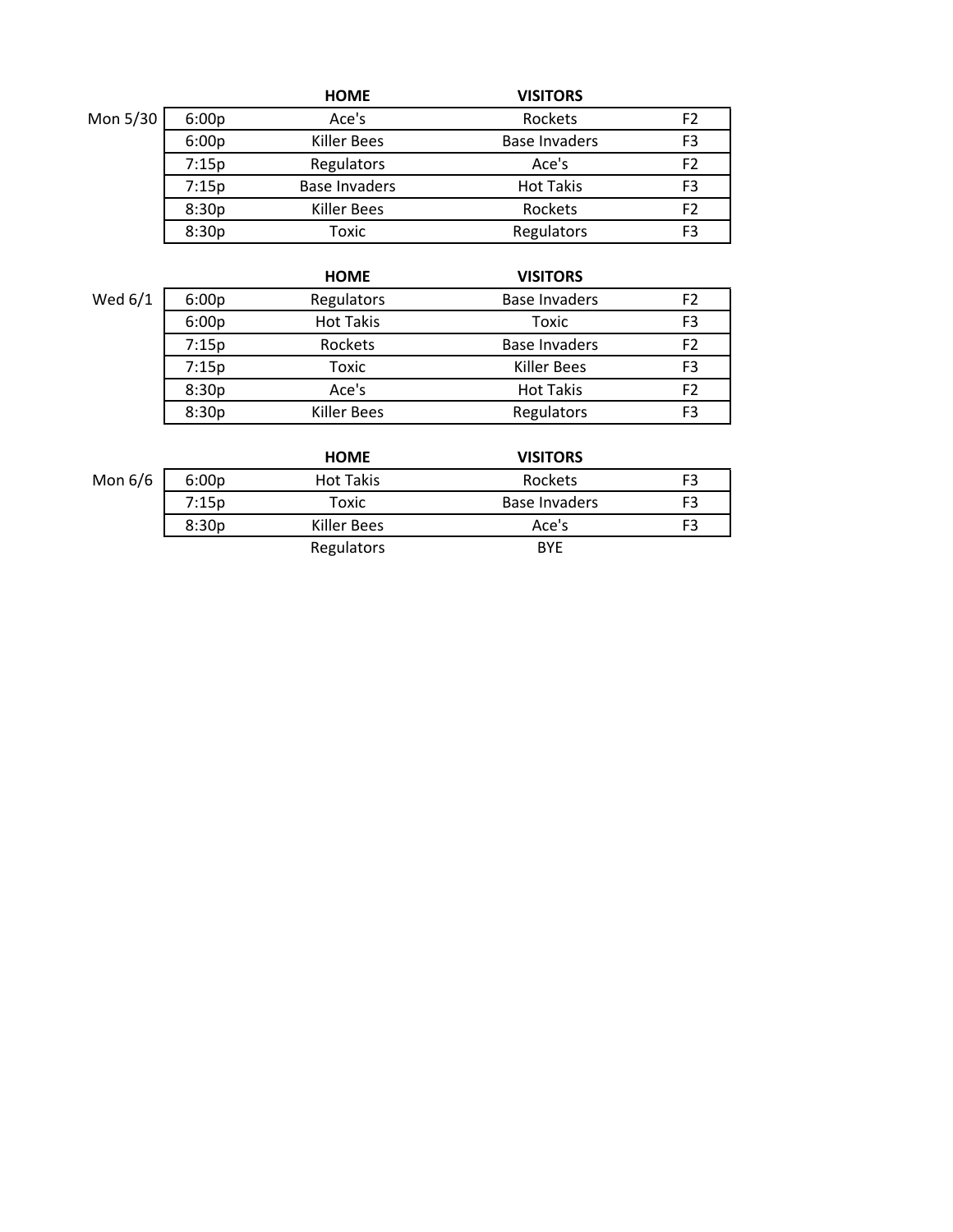| | | HOME | VISITORS | |
| --- | --- | --- | --- | --- |
| Mon 5/30 | 6:00p | Ace's | Rockets | F2 |
| | 6:00p | Killer Bees | Base Invaders | F3 |
| | 7:15p | Regulators | Ace's | F2 |
| | 7:15p | Base Invaders | Hot Takis | F3 |
| | 8:30p | Killer Bees | Rockets | F2 |
| | 8:30p | Toxic | Regulators | F3 |

| | | HOME | VISITORS | |
| --- | --- | --- | --- | --- |
| Wed 6/1 | 6:00p | Regulators | Base Invaders | F2 |
| | 6:00p | Hot Takis | Toxic | F3 |
| | 7:15p | Rockets | Base Invaders | F2 |
| | 7:15p | Toxic | Killer Bees | F3 |
| | 8:30p | Ace's | Hot Takis | F2 |
| | 8:30p | Killer Bees | Regulators | F3 |

| | | HOME | VISITORS | |
| --- | --- | --- | --- | --- |
| Mon 6/6 | 6:00p | Hot Takis | Rockets | F3 |
| | 7:15p | Toxic | Base Invaders | F3 |
| | 8:30p | Killer Bees | Ace's | F3 |
| | | Regulators | BYE | |